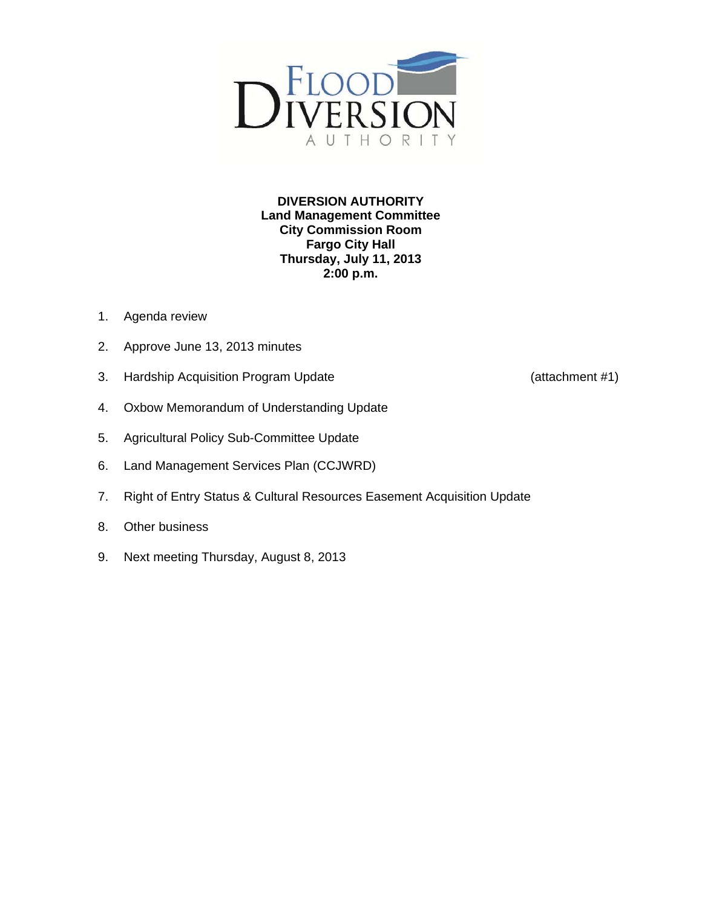**DIVERSION AUTHORITY**
**Land Management Committee**
**City Commission Room**
**Fargo City Hall**
**Thursday, July 11, 2013**
**2:00 p.m.**

1. Agenda review
2. Approve June 13, 2013 minutes
3. Hardship Acquisition Program Update (attachment #1)
4. Oxbow Memorandum of Understanding Update
5. Agricultural Policy Sub-Committee Update
6. Land Management Services Plan (CCJWRD)
7. Right of Entry Status & Cultural Resources Easement Acquisition Update
8. Other business
9. Next meeting Thursday, August 8, 2013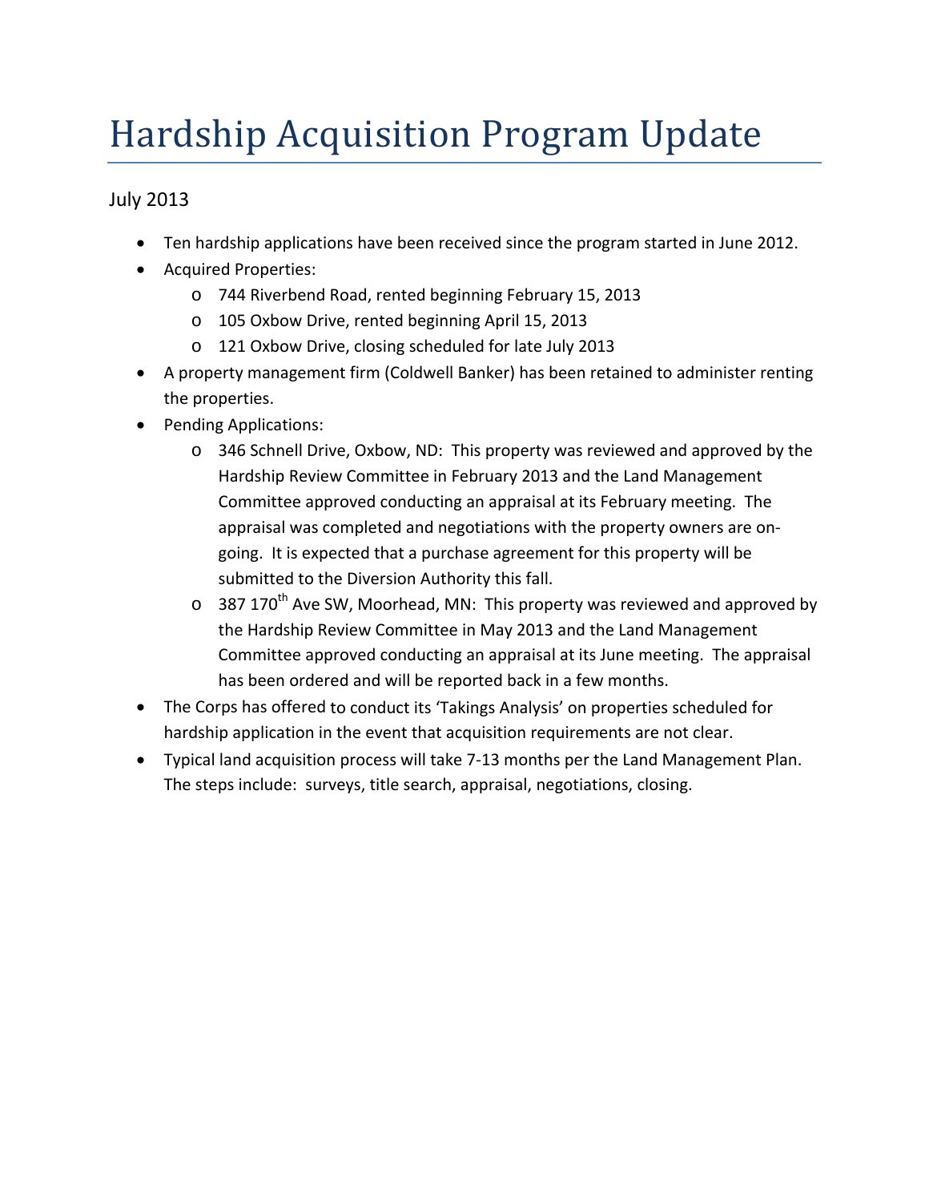# Hardship Acquisition Program Update

July 2013

- Ten hardship applications have been received since the program started in June 2012.
- Acquired Properties:
  - 744 Riverbend Road, rented beginning February 15, 2013
  - 105 Oxbow Drive, rented beginning April 15, 2013
  - 121 Oxbow Drive, closing scheduled for late July 2013
- A property management firm (Coldwell Banker) has been retained to administer renting the properties.
- Pending Applications:
  - 346 Schnell Drive, Oxbow, ND: This property was reviewed and approved by the Hardship Review Committee in February 2013 and the Land Management Committee approved conducting an appraisal at its February meeting. The appraisal was completed and negotiations with the property owners are on-going. It is expected that a purchase agreement for this property will be submitted to the Diversion Authority this fall.
  - 387 170th Ave SW, Moorhead, MN: This property was reviewed and approved by the Hardship Review Committee in May 2013 and the Land Management Committee approved conducting an appraisal at its June meeting. The appraisal has been ordered and will be reported back in a few months.
- The Corps has offered to conduct its 'Takings Analysis' on properties scheduled for hardship application in the event that acquisition requirements are not clear.
- Typical land acquisition process will take 7-13 months per the Land Management Plan. The steps include: surveys, title search, appraisal, negotiations, closing.